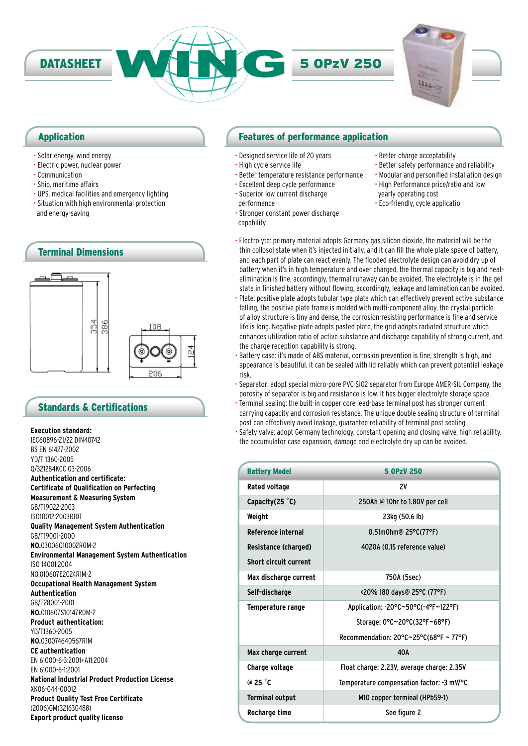# DATASHEET WING 5 OPzV 250

## Application

- Solar energy, wind energy
- Electric power, nuclear power
- Communication
- Ship, maritime affairs
- UPS, medical facilities and emergency lighting
- Situation with high environmental protection and energy-saving

## Terminal Dimensions

354
386
108
124
206

## Standards & Certifications

**Execution standard:**
IEC60896-21/22 DIN40742
BS EN 61427-2002
YD/T 1360-2005
Q/321284KCC 03-2006
**Authentication and certificate:**
**Certificate of Qualification on Perfecting Measurement & Measuring System**
GB/T19022-2003
ISO10012:2003ĐIDT
**Quality Management System Authentication**
GB/T19001-2000
**NO.**03006Q10002R0M-2
**Environmental Management System Authentication**
ISO 14001:2004
NO.010607E2024R1M-2
**Occupational Health Management System Authentication**
GB/T28001-2001
**NO.**010607S10147R0M-2
**Product authentication:**
YD/T1360-2005
**NO.**030074640567R1M
**CE authentication**
EN 61000-6-3:2001+A11:2004
EN 61000-6-1:2001
**National Industrial Product Production License**
XK06-044-00012
**Product Quality Test Free Certificate**
(2006)GM(321630488)
**Export product quality license**

## Features of performance application

- Designed service life of 20 years
- High cycle service life
- Better temperature resistance performance
- Excellent deep cycle performance
- Superior low current discharge performance
- Stronger constant power discharge capability
- Better charge acceptability
- Better safety performance and reliability
- Modular and personified installation design
- High Performance price/ratio and low yearly operating cost
- Eco-friendly, cycle applicatio

- Electrolyte: primary material adopts Germany gas silicon dioxide, the material will be the thin collosol state when it's injected initially, and it can fill the whole plate space of battery, and each part of plate can react evenly. The flooded electrolyte design can avoid dry up of battery when it's in high temperature and over charged, the thermal capacity is big and heat-elimination is fine, accordingly, thermal runaway can be avoided. The electrolyte is in the gel state in finished battery without flowing, accordingly, leakage and lamination can be avoided.
- Plate: positive plate adopts tubular type plate which can effectively prevent active substance falling, the positive plate frame is molded with multi-component alloy, the crystal particle of alloy structure is tiny and dense, the corrosion-resisting performance is fine and service life is long. Negative plate adopts pasted plate, the grid adopts radiated structure which enhances utilization ratio of active substance and discharge capability of strong current, and the charge reception capability is strong.
- Battery case: it's made of ABS material, corrosion prevention is fine, strength is high, and appearance is beautiful, it can be sealed with lid reliably which can prevent potential leakage risk.
- Separator: adopt special micro-pore PVC-SiO2 separator from Europe AMER-SIL Company, the porosity of separator is big and resistance is low. It has bigger electrolyte storage space.
- Terminal sealing: the built-in copper core lead-base terminal post has stronger current carrying capacity and corrosion resistance. The unique double sealing structure of terminal post can effectively avoid leakage, guarantee reliability of terminal post sealing.
- Safety valve: adopt Germany technology, constant opening and closing valve, high reliability, the accumulator case expansion, damage and electrolyte dry up can be avoided.

| Battery Model | 5 OPzV 250 |
|---|---|
| Rated voltage | 2V |
| Capacity(25 ˚C) | 250Ah @ 10hr to 1.80V per cell |
| Weight | 23kg (50.6 lb) |
| Reference internal Resistance (charged) Short circuit current | 0.51mOhm@ 25°C(77°F) 4020A (0.1S reference value) |
| Max discharge current | 750A (5sec) |
| Self-discharge | <20% 180 days@ 25°C (77°F) |
| Temperature range | Application: -20°C~50°C(-4°F~122°F) Storage: 0°C~20°C(32°F~68°F) Recommendation: 20°C~25°C(68°F ~ 77°F) |
| Max charge current | 40A |
| Charge voltage @ 25 ˚C | Float charge: 2.23V, average charge: 2.35V Temperature compensation factor: -3 mV/°C |
| Terminal output | M10 copper terminal (HPb59-1) |
| Recharge time | See figure 2 |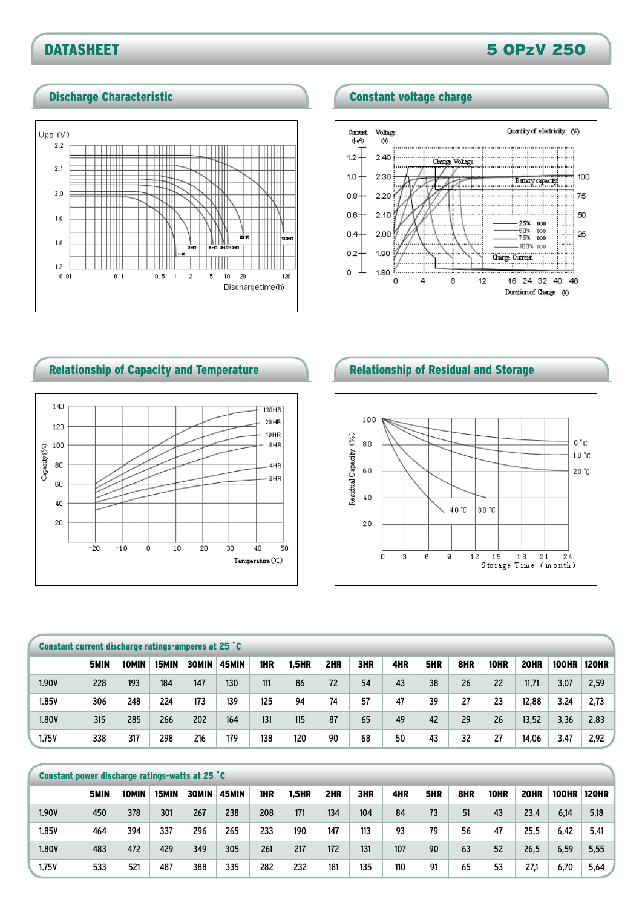# DATASHEET

# 5 OPzV 250

## Discharge Characteristic

Upo (V)
2.2
2.1
2.0
1.9
1.8
1.7
0.01
0.1
0.5
1
2
5
10
20
120
Dischargetime(h)
1HR
2HR
5HR
8HR
10HR
20HR
120HR

## Constant voltage charge

Current (I×A)
Voltage (V)
Quantity of electricity (%)
1.2
1.0
0.8
0.6
0.4
0.2
0
2.40
2.30
2.20
2.10
2.00
1.90
1.80
100
75
50
25
Charge Voltage
Battery capacity
25% DOD
50% DOD
75% DOD
100% DOD
Charge Current
0
4
8
12
16
24
32
40
48
Duration of Charge (h)

## Relationship of Capacity and Temperature

Capacity (%)
140
120
100
80
60
40
20
-20
-10
0
10
20
30
40
50
Temperature (℃)
120HR
20HR
10HR
8HR
4HR
2HR

## Relationship of Residual and Storage

Residual Capacity (%)
100
80
60
40
20
0
3
6
9
12
15
18
21
24
Storage Time (month)
0℃
10℃
20℃
30℃
40℃

## Constant current discharge ratings-amperes at 25 ˚C

| | 5MIN | 10MIN | 15MIN | 30MIN | 45MIN | 1HR | 1,5HR | 2HR | 3HR | 4HR | 5HR | 8HR | 10HR | 20HR | 100HR | 120HR |
|---|---|---|---|---|---|---|---|---|---|---|---|---|---|---|---|---|
| 1.90V | 228 | 193 | 184 | 147 | 130 | 111 | 86 | 72 | 54 | 43 | 38 | 26 | 22 | 11,71 | 3,07 | 2,59 |
| 1.85V | 306 | 248 | 224 | 173 | 139 | 125 | 94 | 74 | 57 | 47 | 39 | 27 | 23 | 12,88 | 3,24 | 2,73 |
| 1.80V | 315 | 285 | 266 | 202 | 164 | 131 | 115 | 87 | 65 | 49 | 42 | 29 | 26 | 13,52 | 3,36 | 2,83 |
| 1.75V | 338 | 317 | 298 | 216 | 179 | 138 | 120 | 90 | 68 | 50 | 43 | 32 | 27 | 14,06 | 3,47 | 2,92 |

## Constant power discharge ratings-watts at 25 ˚C

| | 5MIN | 10MIN | 15MIN | 30MIN | 45MIN | 1HR | 1,5HR | 2HR | 3HR | 4HR | 5HR | 8HR | 10HR | 20HR | 100HR | 120HR |
|---|---|---|---|---|---|---|---|---|---|---|---|---|---|---|---|---|
| 1.90V | 450 | 378 | 301 | 267 | 238 | 208 | 171 | 134 | 104 | 84 | 73 | 51 | 43 | 23,4 | 6,14 | 5,18 |
| 1.85V | 464 | 394 | 337 | 296 | 265 | 233 | 190 | 147 | 113 | 93 | 79 | 56 | 47 | 25,5 | 6,42 | 5,41 |
| 1.80V | 483 | 472 | 429 | 349 | 305 | 261 | 217 | 172 | 131 | 107 | 90 | 63 | 52 | 26,5 | 6,59 | 5,55 |
| 1.75V | 533 | 521 | 487 | 388 | 335 | 282 | 232 | 181 | 135 | 110 | 91 | 65 | 53 | 27,1 | 6,70 | 5,64 |